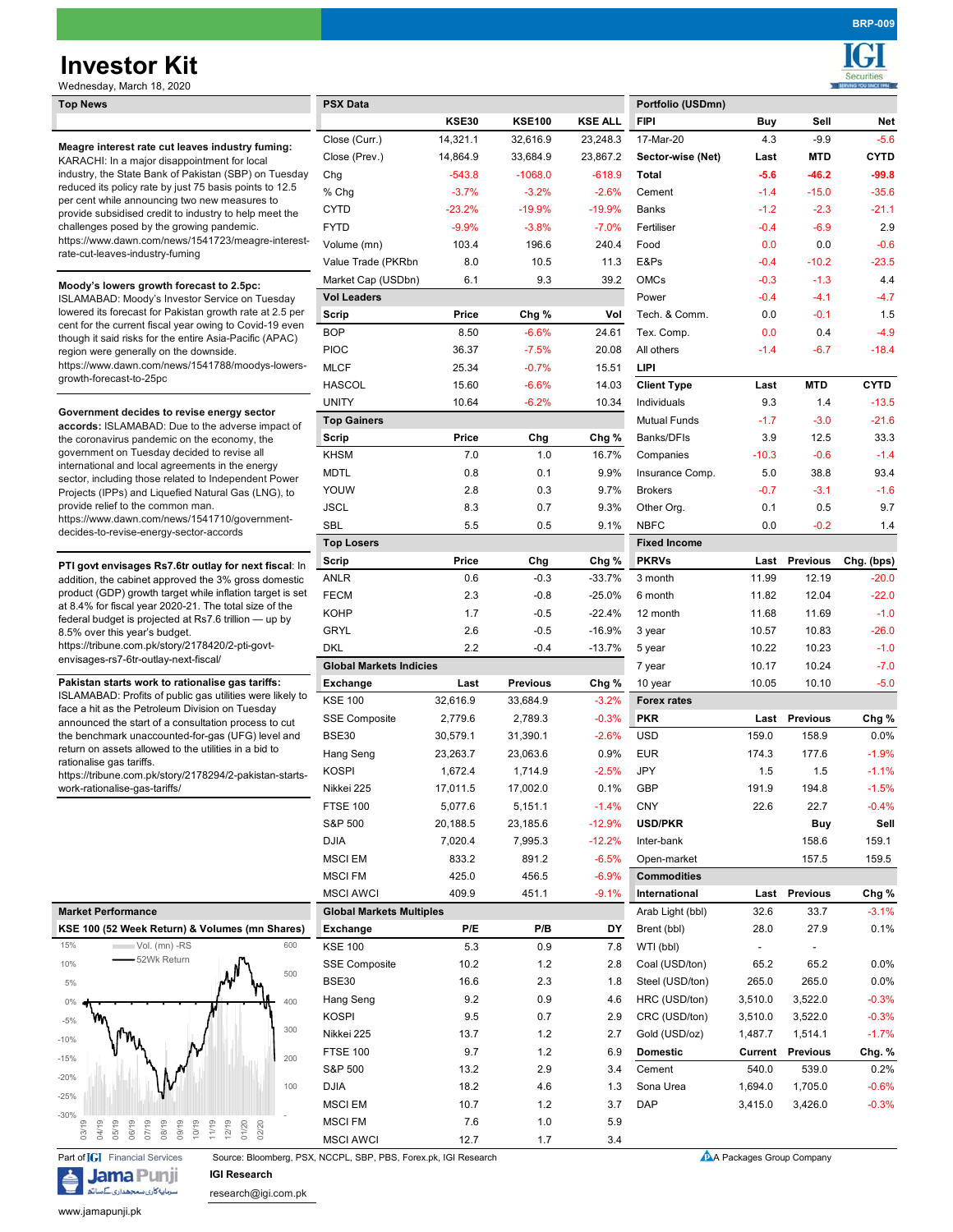# Investor Kit

Wednesday, March 18, 2020

## Top News

**Meagre interest rate cut leaves industry fuming:** KARACHI: In a major disappointment for local industry, the State Bank of Pakistan (SBP) on Tuesday reduced its policy rate by just 75 basis points to 12.5 per cent while announcing two new measures to provide subsidised credit to industry to help meet the challenges posed by the growing pandemic. https://www.dawn.com/news/1541723/meagre-interest-rate-cut-leaves-industry-fuming

**Moody's lowers growth forecast to 2.5pc:** ISLAMABAD: Moody's Investor Service on Tuesday lowered its forecast for Pakistan growth rate at 2.5 per cent for the current fiscal year owing to Covid-19 even though it said risks for the entire Asia-Pacific (APAC) region were generally on the downside. https://www.dawn.com/news/1541788/moodys-lowers-growth-forecast-to-25pc

**Government decides to revise energy sector accords:** ISLAMABAD: Due to the adverse impact of the coronavirus pandemic on the economy, the government on Tuesday decided to revise all international and local agreements in the energy sector, including those related to Independent Power Projects (IPPs) and Liquefied Natural Gas (LNG), to provide relief to the common man. https://www.dawn.com/news/1541710/government-decides-to-revise-energy-sector-accords

**PTI govt envisages Rs7.6tr outlay for next fiscal**: In addition, the cabinet approved the 3% gross domestic product (GDP) growth target while inflation target is set at 8.4% for fiscal year 2020-21. The total size of the federal budget is projected at Rs7.6 trillion — up by 8.5% over this year's budget. https://tribune.com.pk/story/2178420/2-pti-govt-envisages-rs7-6tr-outlay-next-fiscal/

**Pakistan starts work to rationalise gas tariffs:** ISLAMABAD: Profits of public gas utilities were likely to face a hit as the Petroleum Division on Tuesday announced the start of a consultation process to cut the benchmark unaccounted-for-gas (UFG) level and return on assets allowed to the utilities in a bid to rationalise gas tariffs. https://tribune.com.pk/story/2178294/2-pakistan-starts-work-rationalise-gas-tariffs/

## Market Performance

KSE 100 (52 Week Return) & Volumes (mn Shares)

(Chart: Vol. (mn) -RS; 52Wk Return; 03/19 – 02/20)

## PSX Data

| | KSE30 | KSE100 | KSE ALL |
|---|---|---|---|
| Close (Curr.) | 14,321.1 | 32,616.9 | 23,248.3 |
| Close (Prev.) | 14,864.9 | 33,684.9 | 23,867.2 |
| Chg | -543.8 | -1068.0 | -618.9 |
| % Chg | -3.7% | -3.2% | -2.6% |
| CYTD | -23.2% | -19.9% | -19.9% |
| FYTD | -9.9% | -3.8% | -7.0% |
| Volume (mn) | 103.4 | 196.6 | 240.4 |
| Value Trade (PKRbn | 8.0 | 10.5 | 11.3 |
| Market Cap (USDbn) | 6.1 | 9.3 | 39.2 |

### Vol Leaders

| Scrip | Price | Chg % | Vol |
|---|---|---|---|
| BOP | 8.50 | -6.6% | 24.61 |
| PIOC | 36.37 | -7.5% | 20.08 |
| MLCF | 25.34 | -0.7% | 15.51 |
| HASCOL | 15.60 | -6.6% | 14.03 |
| UNITY | 10.64 | -6.2% | 10.34 |

### Top Gainers

| Scrip | Price | Chg | Chg % |
|---|---|---|---|
| KHSM | 7.0 | 1.0 | 16.7% |
| MDTL | 0.8 | 0.1 | 9.9% |
| YOUW | 2.8 | 0.3 | 9.7% |
| JSCL | 8.3 | 0.7 | 9.3% |
| SBL | 5.5 | 0.5 | 9.1% |

### Top Losers

| Scrip | Price | Chg | Chg % |
|---|---|---|---|
| ANLR | 0.6 | -0.3 | -33.7% |
| FECM | 2.3 | -0.8 | -25.0% |
| KOHP | 1.7 | -0.5 | -22.4% |
| GRYL | 2.6 | -0.5 | -16.9% |
| DKL | 2.2 | -0.4 | -13.7% |

### Global Markets Indicies

| Exchange | Last | Previous | Chg % |
|---|---|---|---|
| KSE 100 | 32,616.9 | 33,684.9 | -3.2% |
| SSE Composite | 2,779.6 | 2,789.3 | -0.3% |
| BSE30 | 30,579.1 | 31,390.1 | -2.6% |
| Hang Seng | 23,263.7 | 23,063.6 | 0.9% |
| KOSPI | 1,672.4 | 1,714.9 | -2.5% |
| Nikkei 225 | 17,011.5 | 17,002.0 | 0.1% |
| FTSE 100 | 5,077.6 | 5,151.1 | -1.4% |
| S&P 500 | 20,188.5 | 23,185.6 | -12.9% |
| DJIA | 7,020.4 | 7,995.3 | -12.2% |
| MSCI EM | 833.2 | 891.2 | -6.5% |
| MSCI FM | 425.0 | 456.5 | -6.9% |
| MSCI AWCI | 409.9 | 451.1 | -9.1% |

### Global Markets Multiples

| Exchange | P/E | P/B | DY |
|---|---|---|---|
| KSE 100 | 5.3 | 0.9 | 7.8 |
| SSE Composite | 10.2 | 1.2 | 2.8 |
| BSE30 | 16.6 | 2.3 | 1.8 |
| Hang Seng | 9.2 | 0.9 | 4.6 |
| KOSPI | 9.5 | 0.7 | 2.9 |
| Nikkei 225 | 13.7 | 1.2 | 2.7 |
| FTSE 100 | 9.7 | 1.2 | 6.9 |
| S&P 500 | 13.2 | 2.9 | 3.4 |
| DJIA | 18.2 | 4.6 | 1.3 |
| MSCI EM | 10.7 | 1.2 | 3.7 |
| MSCI FM | 7.6 | 1.0 | 5.9 |
| MSCI AWCI | 12.7 | 1.7 | 3.4 |

## Portfolio (USDmn)

| FIPI | Buy | Sell | Net |
|---|---|---|---|
| 17-Mar-20 | 4.3 | -9.9 | -5.6 |
| **Sector-wise (Net)** | **Last** | **MTD** | **CYTD** |
| **Total** | **-5.6** | **-46.2** | **-99.8** |
| Cement | -1.4 | -15.0 | -35.6 |
| Banks | -1.2 | -2.3 | -21.1 |
| Fertiliser | -0.4 | -6.9 | 2.9 |
| Food | 0.0 | 0.0 | -0.6 |
| E&Ps | -0.4 | -10.2 | -23.5 |
| OMCs | -0.3 | -1.3 | 4.4 |
| Power | -0.4 | -4.1 | -4.7 |
| Tech. & Comm. | 0.0 | -0.1 | 1.5 |
| Tex. Comp. | 0.0 | 0.4 | -4.9 |
| All others | -1.4 | -6.7 | -18.4 |

### LIPI

| Client Type | Last | MTD | CYTD |
|---|---|---|---|
| Individuals | 9.3 | 1.4 | -13.5 |
| Mutual Funds | -1.7 | -3.0 | -21.6 |
| Banks/DFIs | 3.9 | 12.5 | 33.3 |
| Companies | -10.3 | -0.6 | -1.4 |
| Insurance Comp. | 5.0 | 38.8 | 93.4 |
| Brokers | -0.7 | -3.1 | -1.6 |
| Other Org. | 0.1 | 0.5 | 9.7 |
| NBFC | 0.0 | -0.2 | 1.4 |

### Fixed Income

| PKRVs | Last | Previous | Chg. (bps) |
|---|---|---|---|
| 3 month | 11.99 | 12.19 | -20.0 |
| 6 month | 11.82 | 12.04 | -22.0 |
| 12 month | 11.68 | 11.69 | -1.0 |
| 3 year | 10.57 | 10.83 | -26.0 |
| 5 year | 10.22 | 10.23 | -1.0 |
| 7 year | 10.17 | 10.24 | -7.0 |
| 10 year | 10.05 | 10.10 | -5.0 |

### Forex rates

| PKR | Last | Previous | Chg % |
|---|---|---|---|
| USD | 159.0 | 158.9 | 0.0% |
| EUR | 174.3 | 177.6 | -1.9% |
| JPY | 1.5 | 1.5 | -1.1% |
| GBP | 191.9 | 194.8 | -1.5% |
| CNY | 22.6 | 22.7 | -0.4% |
| **USD/PKR** | | **Buy** | **Sell** |
| Inter-bank | | 158.6 | 159.1 |
| Open-market | | 157.5 | 159.5 |

### Commodities

| International | Last | Previous | Chg % |
|---|---|---|---|
| Arab Light (bbl) | 32.6 | 33.7 | -3.1% |
| Brent (bbl) | 28.0 | 27.9 | 0.1% |
| WTI (bbl) | - | - | |
| Coal (USD/ton) | 65.2 | 65.2 | 0.0% |
| Steel (USD/ton) | 265.0 | 265.0 | 0.0% |
| HRC (USD/ton) | 3,510.0 | 3,522.0 | -0.3% |
| CRC (USD/ton) | 3,510.0 | 3,522.0 | -0.3% |
| Gold (USD/oz) | 1,487.7 | 1,514.1 | -1.7% |
| **Domestic** | **Current** | **Previous** | **Chg. %** |
| Cement | 540.0 | 539.0 | 0.2% |
| Sona Urea | 1,694.0 | 1,705.0 | -0.6% |
| DAP | 3,415.0 | 3,426.0 | -0.3% |

Source: Bloomberg, PSX, NCCPL, SBP, PBS, Forex.pk, IGI Research

Part of IGI Financial Services

**IGI Research**

research@igi.com.pk

www.jamapunji.pk

A Packages Group Company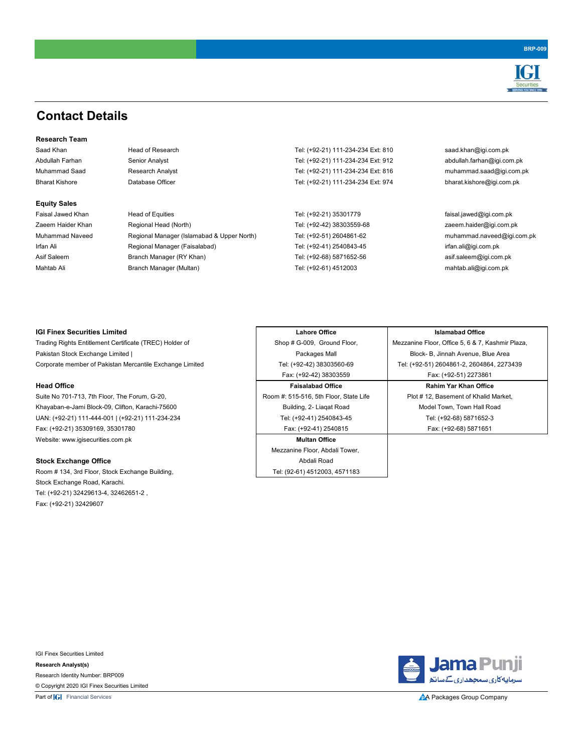## Contact Details

### Research Team

| | | | |
|---|---|---|---|
| Saad Khan | Head of Research | Tel: (+92-21) 111-234-234 Ext: 810 | saad.khan@igi.com.pk |
| Abdullah Farhan | Senior Analyst | Tel: (+92-21) 111-234-234 Ext: 912 | abdullah.farhan@igi.com.pk |
| Muhammad Saad | Research Analyst | Tel: (+92-21) 111-234-234 Ext: 816 | muhammad.saad@igi.com.pk |
| Bharat Kishore | Database Officer | Tel: (+92-21) 111-234-234 Ext: 974 | bharat.kishore@igi.com.pk |

### Equity Sales

| | | | |
|---|---|---|---|
| Faisal Jawed Khan | Head of Equities | Tel: (+92-21) 35301779 | faisal.jawed@igi.com.pk |
| Zaeem Haider Khan | Regional Head (North) | Tel: (+92-42) 38303559-68 | zaeem.haider@igi.com.pk |
| Muhammad Naveed | Regional Manager (Islamabad & Upper North) | Tel: (+92-51) 2604861-62 | muhammad.naveed@igi.com.pk |
| Irfan Ali | Regional Manager (Faisalabad) | Tel: (+92-41) 2540843-45 | irfan.ali@igi.com.pk |
| Asif Saleem | Branch Manager (RY Khan) | Tel: (+92-68) 5871652-56 | asif.saleem@igi.com.pk |
| Mahtab Ali | Branch Manager (Multan) | Tel: (+92-61) 4512003 | mahtab.ali@igi.com.pk |

**IGI Finex Securities Limited**

Trading Rights Entitlement Certificate (TREC) Holder of Pakistan Stock Exchange Limited |

Corporate member of Pakistan Mercantile Exchange Limited

**Head Office**

Suite No 701-713, 7th Floor, The Forum, G-20,
Khayaban-e-Jami Block-09, Clifton, Karachi-75600
UAN: (+92-21) 111-444-001 | (+92-21) 111-234-234
Fax: (+92-21) 35309169, 35301780
Website: www.igisecurities.com.pk

**Stock Exchange Office**

Room # 134, 3rd Floor, Stock Exchange Building,
Stock Exchange Road, Karachi.
Tel: (+92-21) 32429613-4, 32462651-2 ,
Fax: (+92-21) 32429607

| Lahore Office | Islamabad Office |
|---|---|
| Shop # G-009, Ground Floor, Packages Mall<br>Tel: (+92-42) 38303560-69<br>Fax: (+92-42) 38303559 | Mezzanine Floor, Office 5, 6 & 7, Kashmir Plaza, Block- B, Jinnah Avenue, Blue Area<br>Tel: (+92-51) 2604861-2, 2604864, 2273439<br>Fax: (+92-51) 2273861 |
| **Faisalabad Office** | **Rahim Yar Khan Office** |
| Room #: 515-516, 5th Floor, State Life Building, 2- Liaqat Road<br>Tel: (+92-41) 2540843-45<br>Fax: (+92-41) 2540815 | Plot # 12, Basement of Khalid Market, Model Town, Town Hall Road<br>Tel: (+92-68) 5871652-3<br>Fax: (+92-68) 5871651 |
| **Multan Office** | |
| Mezzanine Floor, Abdali Tower, Abdali Road<br>Tel: (92-61) 4512003, 4571183 | |

IGI Finex Securities Limited
**Research Analyst(s)**
Research Identity Number: BRP009
© Copyright 2020 IGI Finex Securities Limited
Part of IGI Financial Services

Jama Punji
سرمایہ کاری سمجھداری کے ساتھ

A Packages Group Company